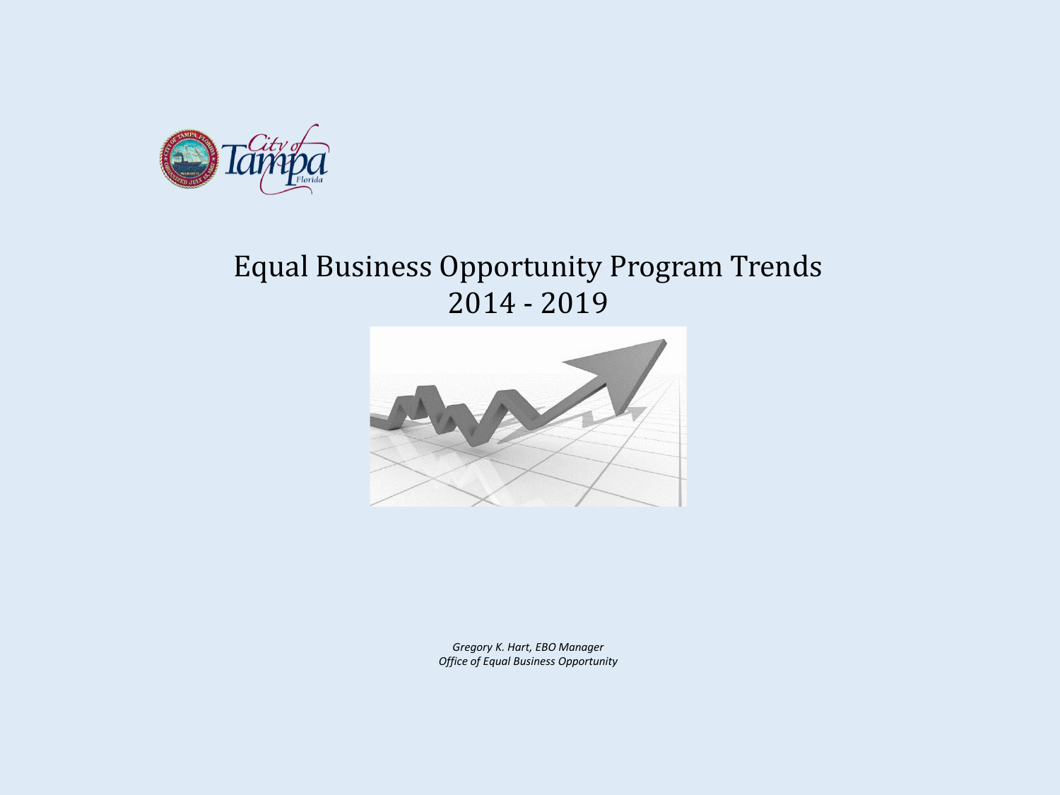# Equal Business Opportunity Program Trends 2014 - 2019

*Gregory K. Hart, EBO Manager*
*Office of Equal Business Opportunity*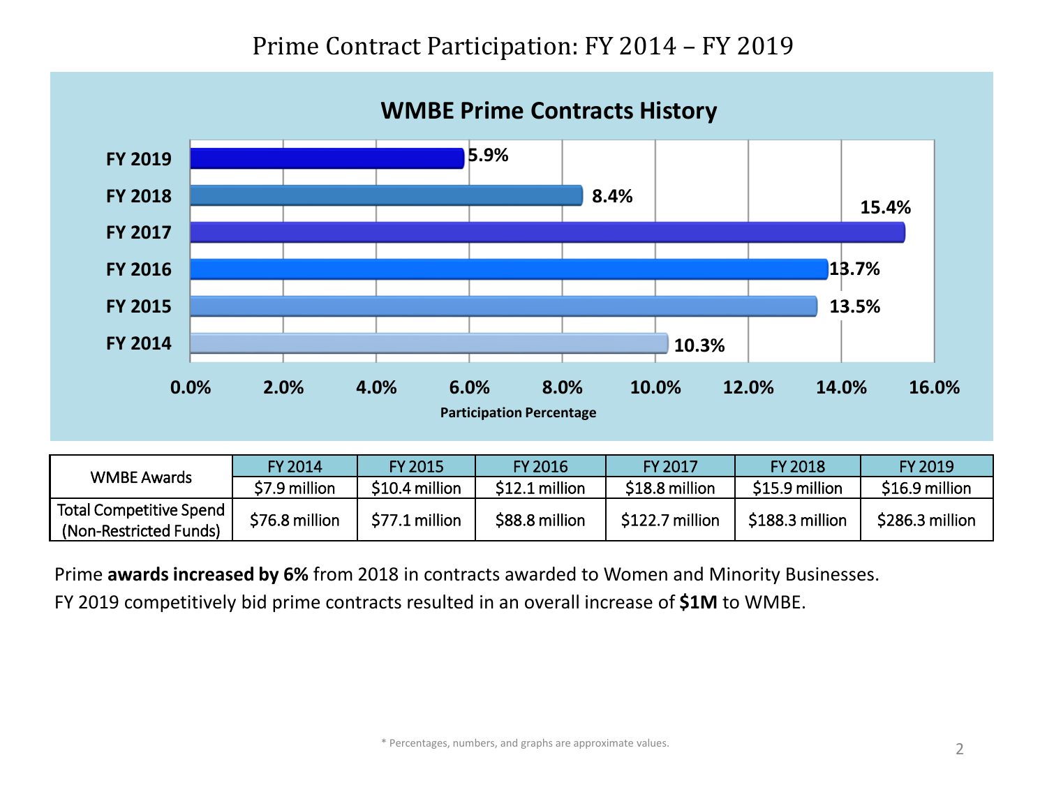# Prime Contract Participation: FY 2014 – FY 2019

## WMBE Prime Contracts History

| Fiscal Year | Participation Percentage |
|---|---|
| FY 2019 | 5.9% |
| FY 2018 | 8.4% |
| FY 2017 | 15.4% |
| FY 2016 | 13.7% |
| FY 2015 | 13.5% |
| FY 2014 | 10.3% |

| WMBE Awards | FY 2014 | FY 2015 | FY 2016 | FY 2017 | FY 2018 | FY 2019 |
|---|---|---|---|---|---|---|
| | $7.9 million | $10.4 million | $12.1 million | $18.8 million | $15.9 million | $16.9 million |
| Total Competitive Spend (Non-Restricted Funds) | $76.8 million | $77.1 million | $88.8 million | $122.7 million | $188.3 million | $286.3 million |

Prime **awards increased by 6%** from 2018 in contracts awarded to Women and Minority Businesses.

FY 2019 competitively bid prime contracts resulted in an overall increase of **$1M** to WMBE.

* Percentages, numbers, and graphs are approximate values.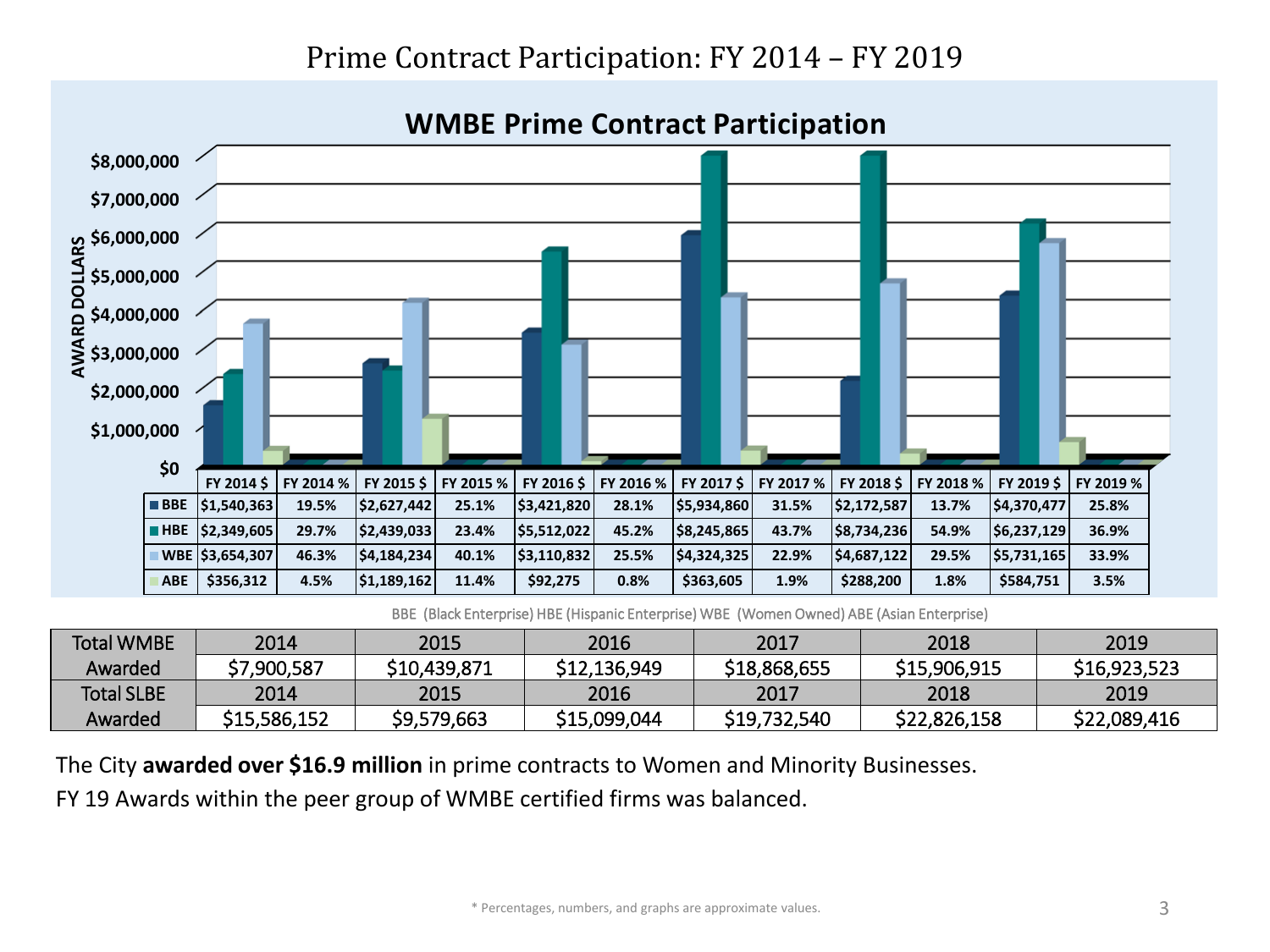# Prime Contract Participation: FY 2014 – FY 2019

## WMBE Prime Contract Participation

| | FY 2014 $ | FY 2014 % | FY 2015 $ | FY 2015 % | FY 2016 $ | FY 2016 % | FY 2017 $ | FY 2017 % | FY 2018 $ | FY 2018 % | FY 2019 $ | FY 2019 % |
|---|---|---|---|---|---|---|---|---|---|---|---|---|
| BBE | $1,540,363 | 19.5% | $2,627,442 | 25.1% | $3,421,820 | 28.1% | $5,934,860 | 31.5% | $2,172,587 | 13.7% | $4,370,477 | 25.8% |
| HBE | $2,349,605 | 29.7% | $2,439,033 | 23.4% | $5,512,022 | 45.2% | $8,245,865 | 43.7% | $8,734,236 | 54.9% | $6,237,129 | 36.9% |
| WBE | $3,654,307 | 46.3% | $4,184,234 | 40.1% | $3,110,832 | 25.5% | $4,324,325 | 22.9% | $4,687,122 | 29.5% | $5,731,165 | 33.9% |
| ABE | $356,312 | 4.5% | $1,189,162 | 11.4% | $92,275 | 0.8% | $363,605 | 1.9% | $288,200 | 1.8% | $584,751 | 3.5% |

BBE (Black Enterprise) HBE (Hispanic Enterprise) WBE (Women Owned) ABE (Asian Enterprise)

| Total WMBE Awarded | 2014 | 2015 | 2016 | 2017 | 2018 | 2019 |
|---|---|---|---|---|---|---|
| | $7,900,587 | $10,439,871 | $12,136,949 | $18,868,655 | $15,906,915 | $16,923,523 |
| **Total SLBE Awarded** | **2014** | **2015** | **2016** | **2017** | **2018** | **2019** |
| | $15,586,152 | $9,579,663 | $15,099,044 | $19,732,540 | $22,826,158 | $22,089,416 |

The City **awarded over $16.9 million** in prime contracts to Women and Minority Businesses.

FY 19 Awards within the peer group of WMBE certified firms was balanced.

* Percentages, numbers, and graphs are approximate values.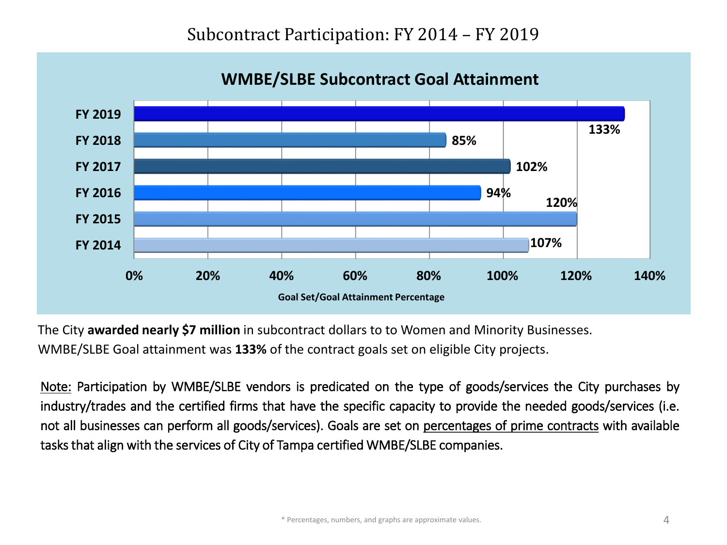# Subcontract Participation: FY 2014 – FY 2019

## WMBE/SLBE Subcontract Goal Attainment

| Fiscal Year | Goal Set/Goal Attainment Percentage |
|---|---|
| FY 2019 | 133% |
| FY 2018 | 85% |
| FY 2017 | 102% |
| FY 2016 | 94% |
| FY 2015 | 120% |
| FY 2014 | 107% |

The City **awarded nearly $7 million** in subcontract dollars to to Women and Minority Businesses. WMBE/SLBE Goal attainment was **133%** of the contract goals set on eligible City projects.

Note: Participation by WMBE/SLBE vendors is predicated on the type of goods/services the City purchases by industry/trades and the certified firms that have the specific capacity to provide the needed goods/services (i.e. not all businesses can perform all goods/services). Goals are set on percentages of prime contracts with available tasks that align with the services of City of Tampa certified WMBE/SLBE companies.

\* Percentages, numbers, and graphs are approximate values.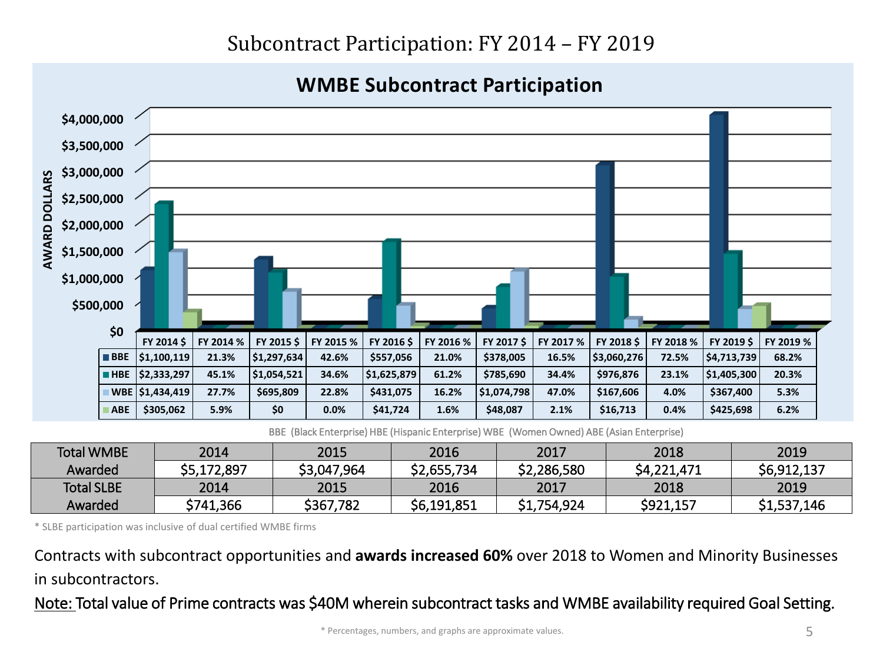# Subcontract Participation: FY 2014 – FY 2019

## WMBE Subcontract Participation

| | FY 2014 $ | FY 2014 % | FY 2015 $ | FY 2015 % | FY 2016 $ | FY 2016 % | FY 2017 $ | FY 2017 % | FY 2018 $ | FY 2018 % | FY 2019 $ | FY 2019 % |
|---|---|---|---|---|---|---|---|---|---|---|---|---|
| BBE | $1,100,119 | 21.3% | $1,297,634 | 42.6% | $557,056 | 21.0% | $378,005 | 16.5% | $3,060,276 | 72.5% | $4,713,739 | 68.2% |
| HBE | $2,333,297 | 45.1% | $1,054,521 | 34.6% | $1,625,879 | 61.2% | $785,690 | 34.4% | $976,876 | 23.1% | $1,405,300 | 20.3% |
| WBE | $1,434,419 | 27.7% | $695,809 | 22.8% | $431,075 | 16.2% | $1,074,798 | 47.0% | $167,606 | 4.0% | $367,400 | 5.3% |
| ABE | $305,062 | 5.9% | $0 | 0.0% | $41,724 | 1.6% | $48,087 | 2.1% | $16,713 | 0.4% | $425,698 | 6.2% |

BBE (Black Enterprise) HBE (Hispanic Enterprise) WBE (Women Owned) ABE (Asian Enterprise)

| Total WMBE Awarded | 2014 | 2015 | 2016 | 2017 | 2018 | 2019 |
|---|---|---|---|---|---|---|
| | $5,172,897 | $3,047,964 | $2,655,734 | $2,286,580 | $4,221,471 | $6,912,137 |
| **Total SLBE Awarded** | **2014** | **2015** | **2016** | **2017** | **2018** | **2019** |
| | $741,366 | $367,782 | $6,191,851 | $1,754,924 | $921,157 | $1,537,146 |

* SLBE participation was inclusive of dual certified WMBE firms

Contracts with subcontract opportunities and **awards increased 60%** over 2018 to Women and Minority Businesses in subcontractors.

<u>Note:</u> Total value of Prime contracts was $40M wherein subcontract tasks and WMBE availability required Goal Setting.

* Percentages, numbers, and graphs are approximate values.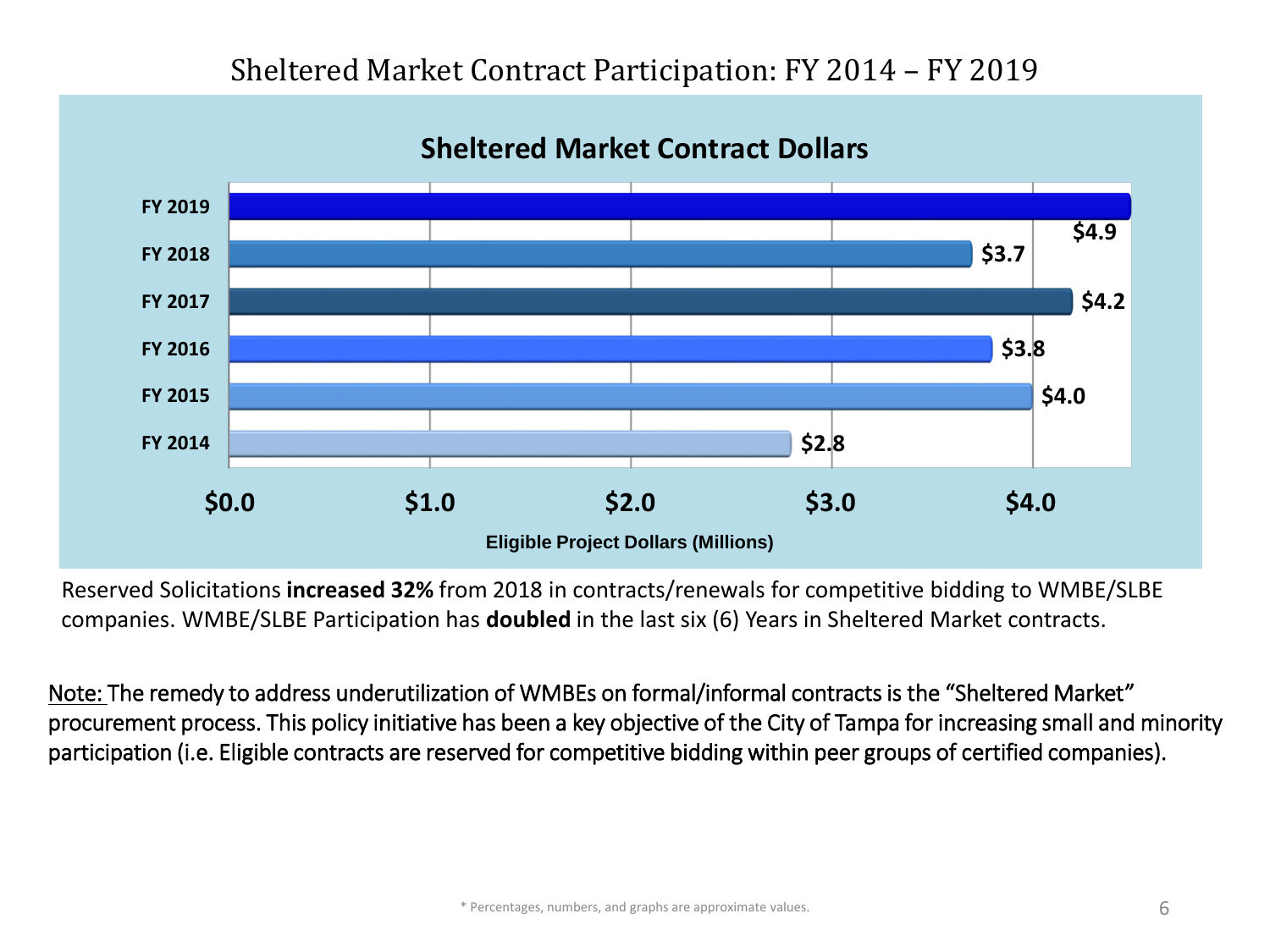# Sheltered Market Contract Participation: FY 2014 – FY 2019

**Sheltered Market Contract Dollars**

| Fiscal Year | Eligible Project Dollars (Millions) |
|---|---|
| FY 2019 | $4.9 |
| FY 2018 | $3.7 |
| FY 2017 | $4.2 |
| FY 2016 | $3.8 |
| FY 2015 | $4.0 |
| FY 2014 | $2.8 |

Reserved Solicitations **increased 32%** from 2018 in contracts/renewals for competitive bidding to WMBE/SLBE companies. WMBE/SLBE Participation has **doubled** in the last six (6) Years in Sheltered Market contracts.

Note: The remedy to address underutilization of WMBEs on formal/informal contracts is the "Sheltered Market" procurement process. This policy initiative has been a key objective of the City of Tampa for increasing small and minority participation (i.e. Eligible contracts are reserved for competitive bidding within peer groups of certified companies).

* Percentages, numbers, and graphs are approximate values.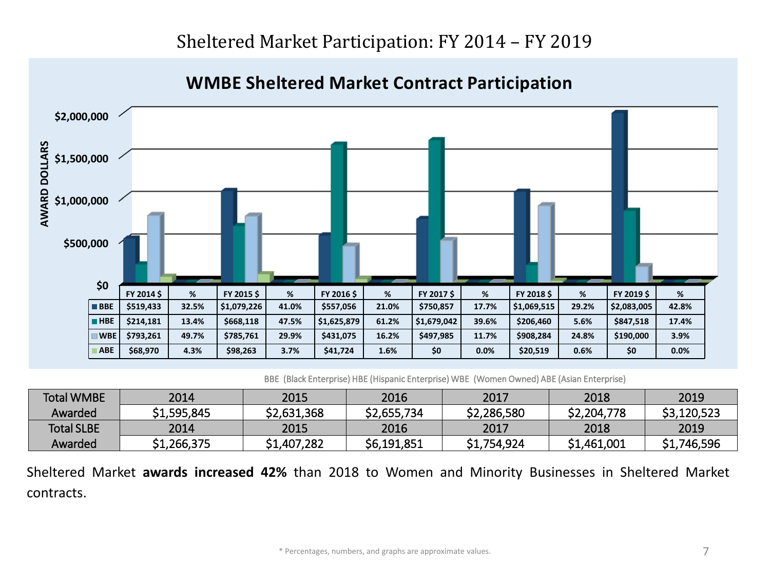# Sheltered Market Participation: FY 2014 – FY 2019

## WMBE Sheltered Market Contract Participation

| | FY 2014 $ | % | FY 2015 $ | % | FY 2016 $ | % | FY 2017 $ | % | FY 2018 $ | % | FY 2019 $ | % |
|---|---|---|---|---|---|---|---|---|---|---|---|---|
| BBE | $519,433 | 32.5% | $1,079,226 | 41.0% | $557,056 | 21.0% | $750,857 | 17.7% | $1,069,515 | 29.2% | $2,083,005 | 42.8% |
| HBE | $214,181 | 13.4% | $668,118 | 47.5% | $1,625,879 | 61.2% | $1,679,042 | 39.6% | $206,460 | 5.6% | $847,518 | 17.4% |
| WBE | $793,261 | 49.7% | $785,761 | 29.9% | $431,075 | 16.2% | $497,985 | 11.7% | $908,284 | 24.8% | $190,000 | 3.9% |
| ABE | $68,970 | 4.3% | $98,263 | 3.7% | $41,724 | 1.6% | $0 | 0.0% | $20,519 | 0.6% | $0 | 0.0% |

BBE (Black Enterprise) HBE (Hispanic Enterprise) WBE (Women Owned) ABE (Asian Enterprise)

| Total WMBE Awarded | 2014 | 2015 | 2016 | 2017 | 2018 | 2019 |
|---|---|---|---|---|---|---|
| | $1,595,845 | $2,631,368 | $2,655,734 | $2,286,580 | $2,204,778 | $3,120,523 |
| **Total SLBE Awarded** | **2014** | **2015** | **2016** | **2017** | **2018** | **2019** |
| | $1,266,375 | $1,407,282 | $6,191,851 | $1,754,924 | $1,461,001 | $1,746,596 |

Sheltered Market **awards increased 42%** than 2018 to Women and Minority Businesses in Sheltered Market contracts.

* Percentages, numbers, and graphs are approximate values.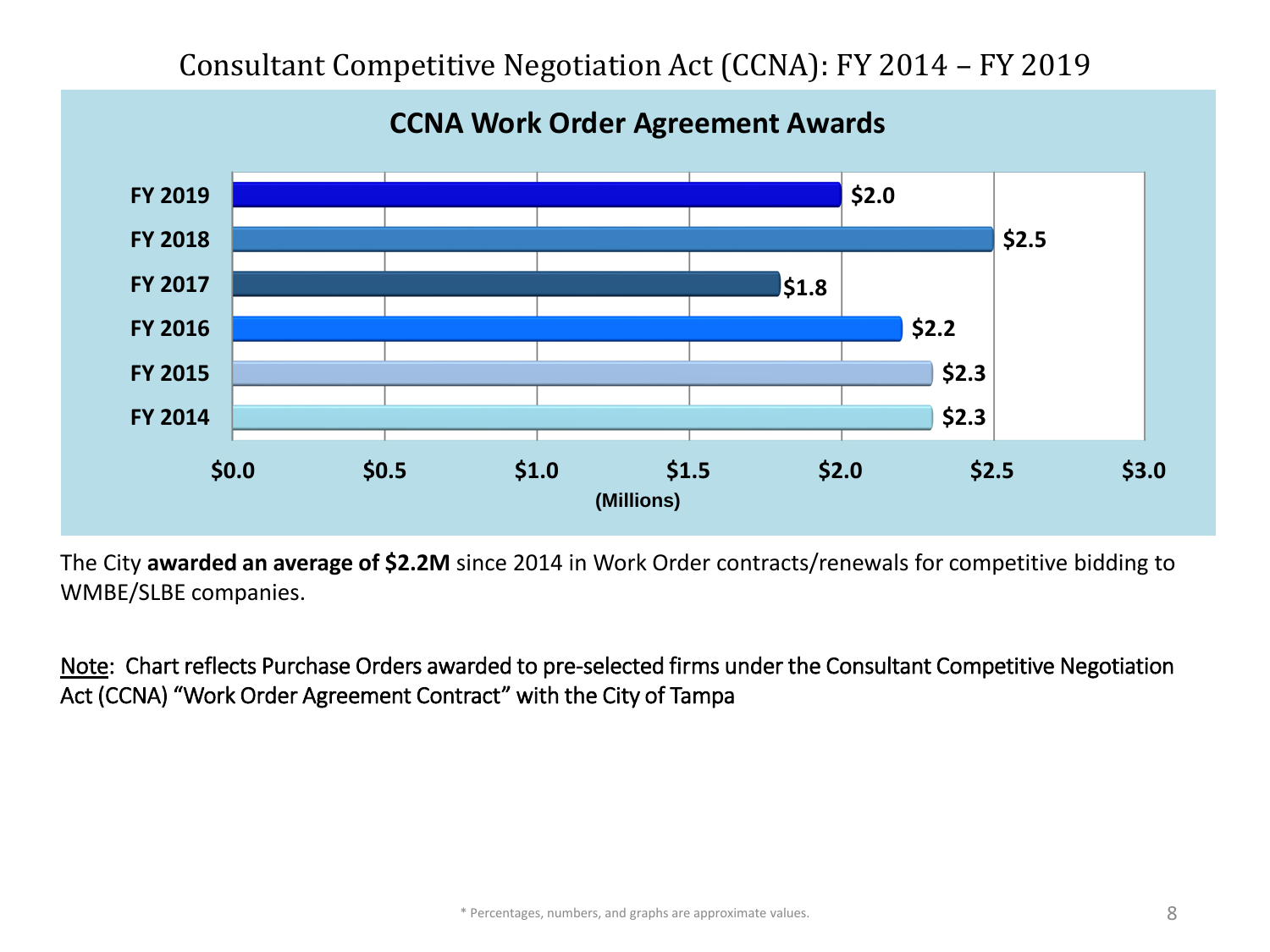# Consultant Competitive Negotiation Act (CCNA): FY 2014 – FY 2019

## CCNA Work Order Agreement Awards

| Fiscal Year | Amount (Millions) |
|---|---|
| FY 2019 | $2.0 |
| FY 2018 | $2.5 |
| FY 2017 | $1.8 |
| FY 2016 | $2.2 |
| FY 2015 | $2.3 |
| FY 2014 | $2.3 |

The City **awarded an average of $2.2M** since 2014 in Work Order contracts/renewals for competitive bidding to WMBE/SLBE companies.

Note: Chart reflects Purchase Orders awarded to pre-selected firms under the Consultant Competitive Negotiation Act (CCNA) "Work Order Agreement Contract" with the City of Tampa

* Percentages, numbers, and graphs are approximate values.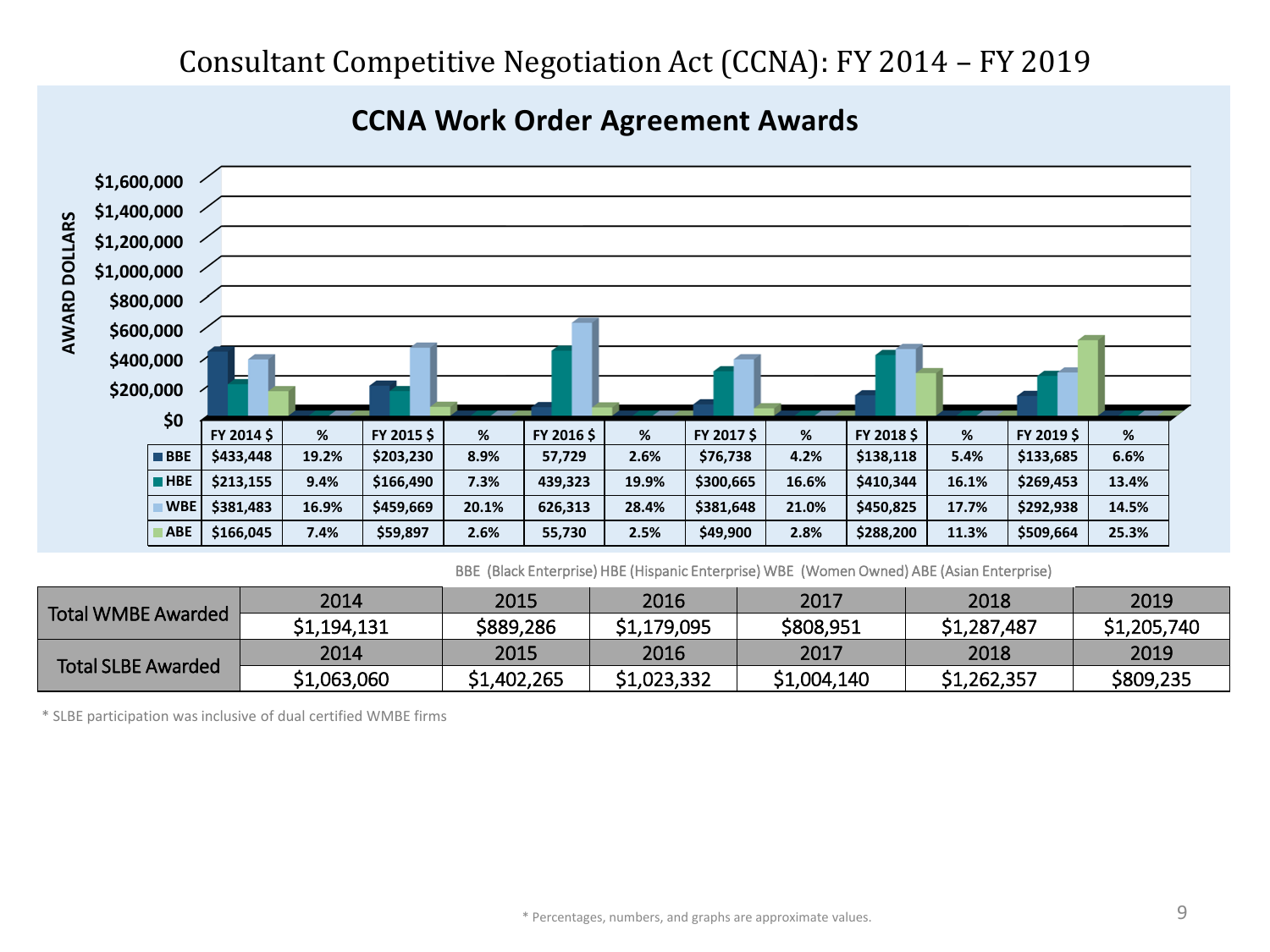# Consultant Competitive Negotiation Act (CCNA): FY 2014 – FY 2019

## CCNA Work Order Agreement Awards

| | FY 2014 $ | % | FY 2015 $ | % | FY 2016 $ | % | FY 2017 $ | % | FY 2018 $ | % | FY 2019 $ | % |
|---|---|---|---|---|---|---|---|---|---|---|---|---|
| BBE | $433,448 | 19.2% | $203,230 | 8.9% | 57,729 | 2.6% | $76,738 | 4.2% | $138,118 | 5.4% | $133,685 | 6.6% |
| HBE | $213,155 | 9.4% | $166,490 | 7.3% | 439,323 | 19.9% | $300,665 | 16.6% | $410,344 | 16.1% | $269,453 | 13.4% |
| WBE | $381,483 | 16.9% | $459,669 | 20.1% | 626,313 | 28.4% | $381,648 | 21.0% | $450,825 | 17.7% | $292,938 | 14.5% |
| ABE | $166,045 | 7.4% | $59,897 | 2.6% | 55,730 | 2.5% | $49,900 | 2.8% | $288,200 | 11.3% | $509,664 | 25.3% |

BBE (Black Enterprise) HBE (Hispanic Enterprise) WBE (Women Owned) ABE (Asian Enterprise)

| | 2014 | 2015 | 2016 | 2017 | 2018 | 2019 |
|---|---|---|---|---|---|---|
| Total WMBE Awarded | $1,194,131 | $889,286 | $1,179,095 | $808,951 | $1,287,487 | $1,205,740 |
| Total SLBE Awarded | $1,063,060 | $1,402,265 | $1,023,332 | $1,004,140 | $1,262,357 | $809,235 |

* SLBE participation was inclusive of dual certified WMBE firms

* Percentages, numbers, and graphs are approximate values.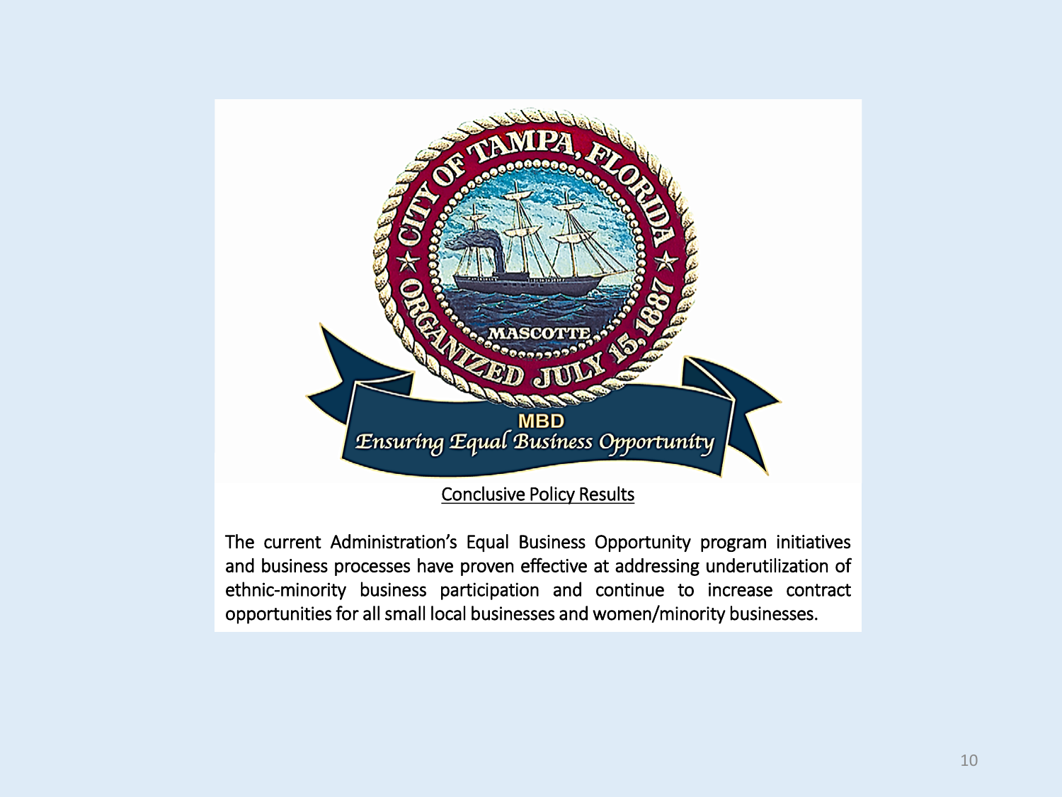MBD

*Ensuring Equal Business Opportunity*

Conclusive Policy Results

The current Administration's Equal Business Opportunity program initiatives and business processes have proven effective at addressing underutilization of ethnic-minority business participation and continue to increase contract opportunities for all small local businesses and women/minority businesses.